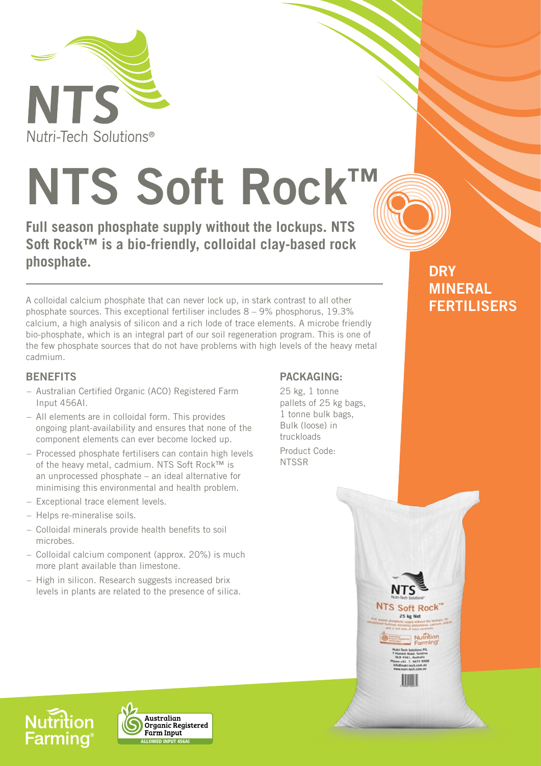NTS
Nutri-Tech Solutions®

# NTS Soft Rock™

**Full season phosphate supply without the lockups. NTS Soft Rock™ is a bio-friendly, colloidal clay-based rock phosphate.**

**DRY MINERAL FERTILISERS**

A colloidal calcium phosphate that can never lock up, in stark contrast to all other phosphate sources. This exceptional fertiliser includes 8 – 9% phosphorus, 19.3% calcium, a high analysis of silicon and a rich lode of trace elements. A microbe friendly bio-phosphate, which is an integral part of our soil regeneration program. This is one of the few phosphate sources that do not have problems with high levels of the heavy metal cadmium.

## BENEFITS

- Australian Certified Organic (ACO) Registered Farm Input 456AI.
- All elements are in colloidal form. This provides ongoing plant-availability and ensures that none of the component elements can ever become locked up.
- Processed phosphate fertilisers can contain high levels of the heavy metal, cadmium. NTS Soft Rock™ is an unprocessed phosphate – an ideal alternative for minimising this environmental and health problem.
- Exceptional trace element levels.
- Helps re-mineralise soils.
- Colloidal minerals provide health benefits to soil microbes.
- Colloidal calcium component (approx. 20%) is much more plant available than limestone.
- High in silicon. Research suggests increased brix levels in plants are related to the presence of silica.

## PACKAGING:

25 kg, 1 tonne pallets of 25 kg bags, 1 tonne bulk bags, Bulk (loose) in truckloads

Product Code: NTSSR

Nutrition Farming®

Australian Organic Registered Farm Input
ALLOWED INPUT 456AI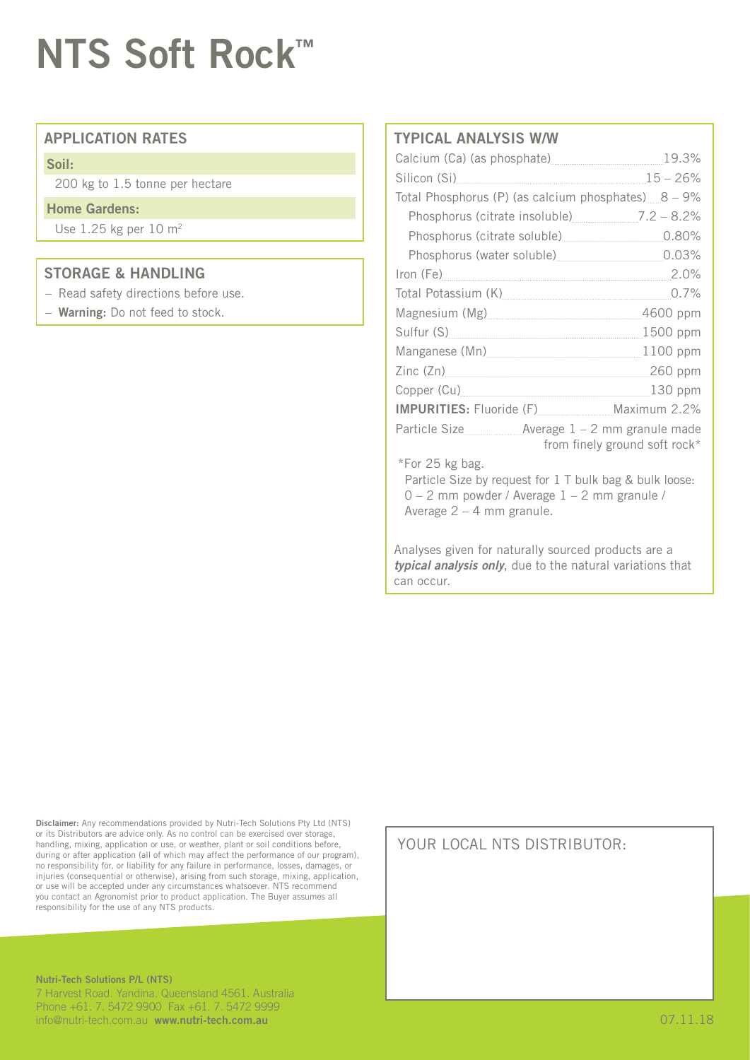# NTS Soft Rock™

## APPLICATION RATES

**Soil:**

200 kg to 1.5 tonne per hectare

**Home Gardens:**

Use 1.25 kg per 10 $m^2$

## STORAGE & HANDLING

- Read safety directions before use.
- **Warning:** Do not feed to stock.

## TYPICAL ANALYSIS W/W

| | |
|---|---|
| Calcium (Ca) (as phosphate) | 19.3% |
| Silicon (Si) | 15 – 26% |
| Total Phosphorus (P) (as calcium phosphates) | 8 – 9% |
| Phosphorus (citrate insoluble) | 7.2 – 8.2% |
| Phosphorus (citrate soluble) | 0.80% |
| Phosphorus (water soluble) | 0.03% |
| Iron (Fe) | 2.0% |
| Total Potassium (K) | 0.7% |
| Magnesium (Mg) | 4600 ppm |
| Sulfur (S) | 1500 ppm |
| Manganese (Mn) | 1100 ppm |
| Zinc (Zn) | 260 ppm |
| Copper (Cu) | 130 ppm |
| **IMPURITIES:** Fluoride (F) | Maximum 2.2% |
| Particle Size | Average 1 – 2 mm granule made from finely ground soft rock* |

*For 25 kg bag.
Particle Size by request for 1 T bulk bag & bulk loose: 0 – 2 mm powder / Average 1 – 2 mm granule / Average 2 – 4 mm granule.

Analyses given for naturally sourced products are a ***typical analysis only***, due to the natural variations that can occur.

**Disclaimer:** Any recommendations provided by Nutri-Tech Solutions Pty Ltd (NTS) or its Distributors are advice only. As no control can be exercised over storage, handling, mixing, application or use, or weather, plant or soil conditions before, during or after application (all of which may affect the performance of our program), no responsibility for, or liability for any failure in performance, losses, damages, or injuries (consequential or otherwise), arising from such storage, mixing, application, or use will be accepted under any circumstances whatsoever. NTS recommend you contact an Agronomist prior to product application. The Buyer assumes all responsibility for the use of any NTS products.

YOUR LOCAL NTS DISTRIBUTOR:

**Nutri-Tech Solutions P/L (NTS)**
7 Harvest Road. Yandina. Queensland 4561. Australia
Phone +61. 7. 5472 9900 Fax +61. 7. 5472 9999
info@nutri-tech.com.au **www.nutri-tech.com.au**

07.11.18